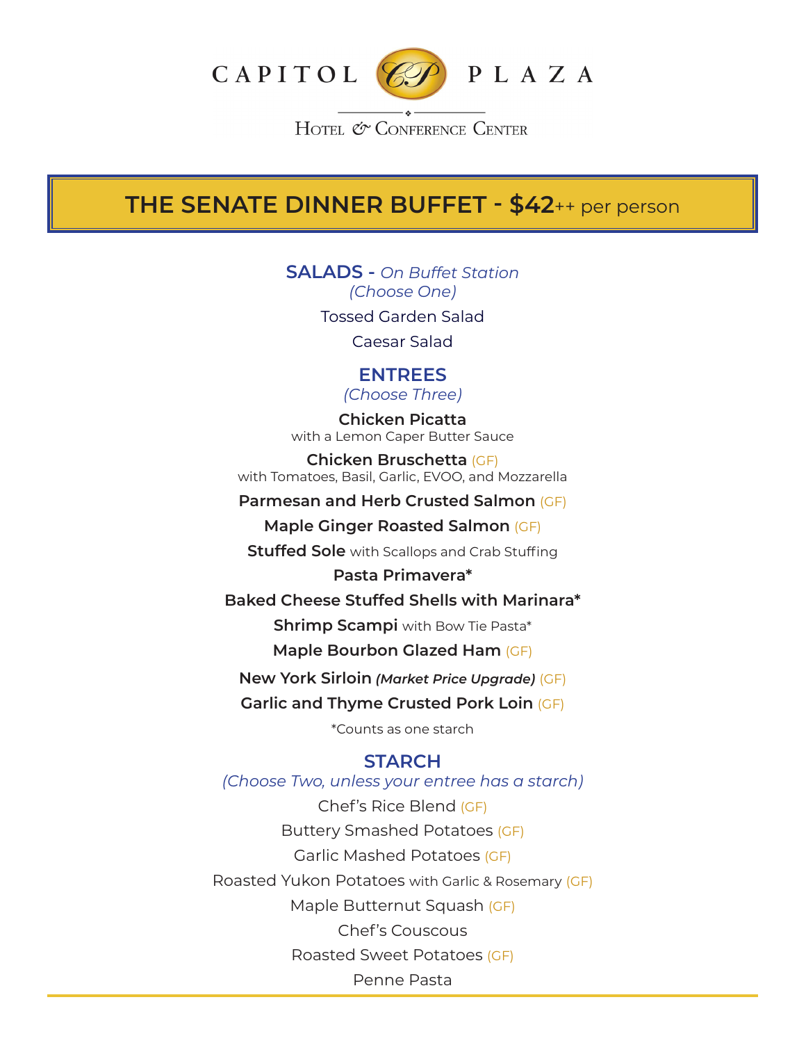# CAPITOL PLAZA

Hotel & Conference Center

## THE SENATE DINNER BUFFET - $42++ per person

### SALADS - *On Buffet Station*

*(Choose One)*

Tossed Garden Salad

Caesar Salad

### ENTREES

*(Choose Three)*

**Chicken Picatta**
with a Lemon Caper Butter Sauce

**Chicken Bruschetta** (GF)
with Tomatoes, Basil, Garlic, EVOO, and Mozzarella

**Parmesan and Herb Crusted Salmon** (GF)

**Maple Ginger Roasted Salmon** (GF)

**Stuffed Sole** with Scallops and Crab Stuffing

**Pasta Primavera***

**Baked Cheese Stuffed Shells with Marinara***

**Shrimp Scampi** with Bow Tie Pasta*

**Maple Bourbon Glazed Ham** (GF)

**New York Sirloin** ***(Market Price Upgrade)*** (GF)

**Garlic and Thyme Crusted Pork Loin** (GF)

*Counts as one starch

### STARCH

*(Choose Two, unless your entree has a starch)*

Chef's Rice Blend (GF)

Buttery Smashed Potatoes (GF)

Garlic Mashed Potatoes (GF)

Roasted Yukon Potatoes with Garlic & Rosemary (GF)

Maple Butternut Squash (GF)

Chef's Couscous

Roasted Sweet Potatoes (GF)

Penne Pasta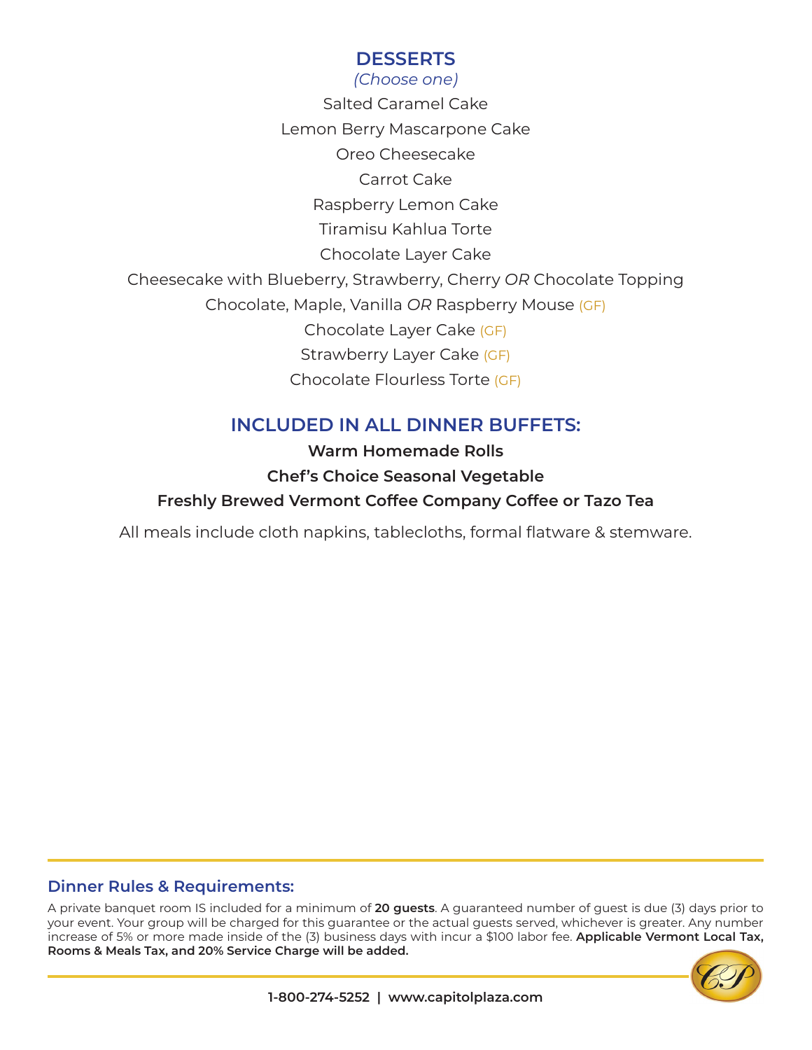## DESSERTS

*(Choose one)*

Salted Caramel Cake

Lemon Berry Mascarpone Cake

Oreo Cheesecake

Carrot Cake

Raspberry Lemon Cake

Tiramisu Kahlua Torte

Chocolate Layer Cake

Cheesecake with Blueberry, Strawberry, Cherry *OR* Chocolate Topping

Chocolate, Maple, Vanilla *OR* Raspberry Mouse (GF)

Chocolate Layer Cake (GF)

Strawberry Layer Cake (GF)

Chocolate Flourless Torte (GF)

## INCLUDED IN ALL DINNER BUFFETS:

**Warm Homemade Rolls**

**Chef's Choice Seasonal Vegetable**

**Freshly Brewed Vermont Coffee Company Coffee or Tazo Tea**

All meals include cloth napkins, tablecloths, formal flatware & stemware.

### Dinner Rules & Requirements:

A private banquet room IS included for a minimum of **20 guests**. A guaranteed number of guest is due (3) days prior to your event. Your group will be charged for this guarantee or the actual guests served, whichever is greater. Any number increase of 5% or more made inside of the (3) business days with incur a $100 labor fee. **Applicable Vermont Local Tax, Rooms & Meals Tax, and 20% Service Charge will be added.**

**1-800-274-5252 | www.capitolplaza.com**